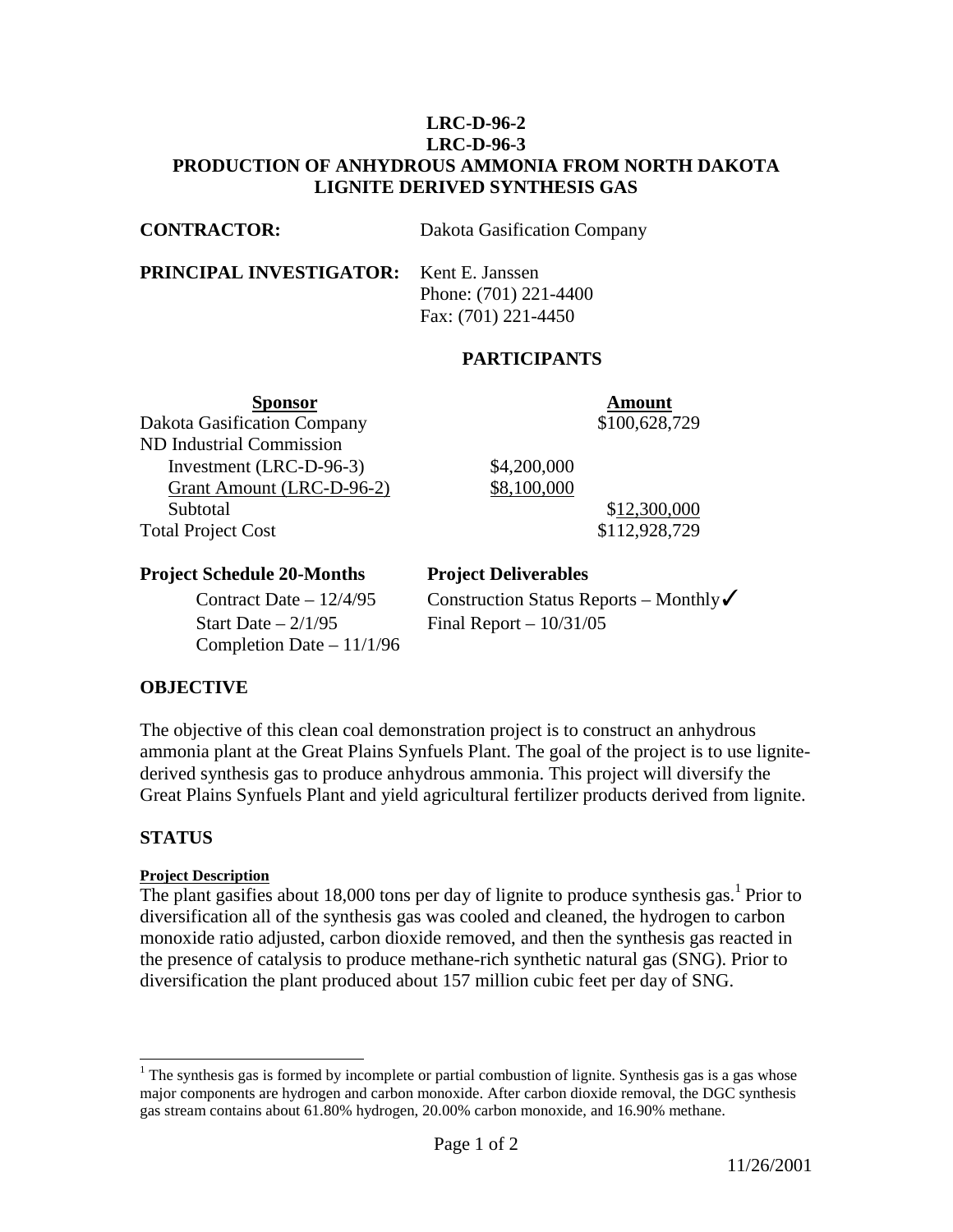# LRC-D-96-2
# LRC-D-96-3
# PRODUCTION OF ANHYDROUS AMMONIA FROM NORTH DAKOTA LIGNITE DERIVED SYNTHESIS GAS

**CONTRACTOR:** Dakota Gasification Company

**PRINCIPAL INVESTIGATOR:** Kent E. Janssen
Phone: (701) 221-4400
Fax: (701) 221-4450

## PARTICIPANTS

| Sponsor | | Amount |
|---|---|---|
| Dakota Gasification Company | | $100,628,729 |
| ND Industrial Commission | | |
| Investment (LRC-D-96-3) | $4,200,000 | |
| Grant Amount (LRC-D-96-2) | $8,100,000 | |
| Subtotal | | $12,300,000 |
| Total Project Cost | | $112,928,729 |

| Project Schedule 20-Months | Project Deliverables |
|---|---|
| Contract Date – 12/4/95 | Construction Status Reports – Monthly ✓ |
| Start Date – 2/1/95 | Final Report – 10/31/05 |
| Completion Date – 11/1/96 | |

## OBJECTIVE

The objective of this clean coal demonstration project is to construct an anhydrous ammonia plant at the Great Plains Synfuels Plant. The goal of the project is to use lignite-derived synthesis gas to produce anhydrous ammonia. This project will diversify the Great Plains Synfuels Plant and yield agricultural fertilizer products derived from lignite.

## STATUS

**Project Description**

The plant gasifies about 18,000 tons per day of lignite to produce synthesis gas.[1] Prior to diversification all of the synthesis gas was cooled and cleaned, the hydrogen to carbon monoxide ratio adjusted, carbon dioxide removed, and then the synthesis gas reacted in the presence of catalysis to produce methane-rich synthetic natural gas (SNG). Prior to diversification the plant produced about 157 million cubic feet per day of SNG.

[1] The synthesis gas is formed by incomplete or partial combustion of lignite. Synthesis gas is a gas whose major components are hydrogen and carbon monoxide. After carbon dioxide removal, the DGC synthesis gas stream contains about 61.80% hydrogen, 20.00% carbon monoxide, and 16.90% methane.

11/26/2001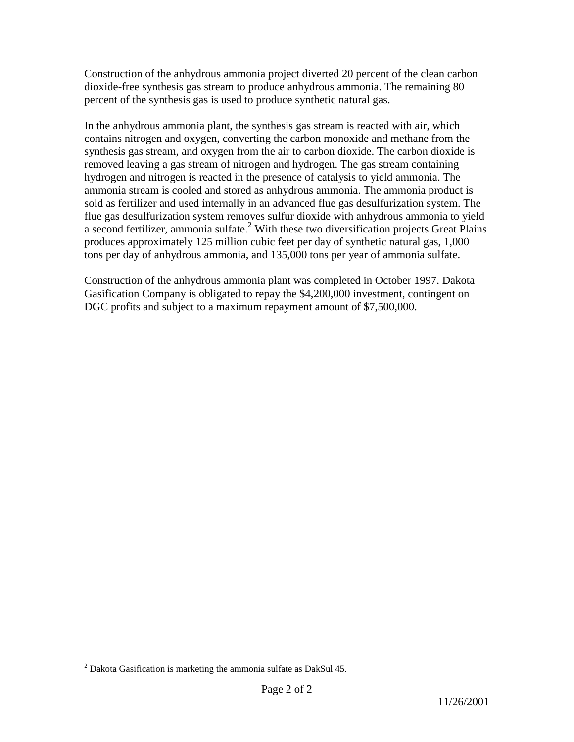Construction of the anhydrous ammonia project diverted 20 percent of the clean carbon dioxide-free synthesis gas stream to produce anhydrous ammonia. The remaining 80 percent of the synthesis gas is used to produce synthetic natural gas.

In the anhydrous ammonia plant, the synthesis gas stream is reacted with air, which contains nitrogen and oxygen, converting the carbon monoxide and methane from the synthesis gas stream, and oxygen from the air to carbon dioxide. The carbon dioxide is removed leaving a gas stream of nitrogen and hydrogen. The gas stream containing hydrogen and nitrogen is reacted in the presence of catalysis to yield ammonia. The ammonia stream is cooled and stored as anhydrous ammonia. The ammonia product is sold as fertilizer and used internally in an advanced flue gas desulfurization system. The flue gas desulfurization system removes sulfur dioxide with anhydrous ammonia to yield a second fertilizer, ammonia sulfate.[2] With these two diversification projects Great Plains produces approximately 125 million cubic feet per day of synthetic natural gas, 1,000 tons per day of anhydrous ammonia, and 135,000 tons per year of ammonia sulfate.

Construction of the anhydrous ammonia plant was completed in October 1997. Dakota Gasification Company is obligated to repay the $4,200,000 investment, contingent on DGC profits and subject to a maximum repayment amount of $7,500,000.

[2] Dakota Gasification is marketing the ammonia sulfate as DakSul 45.

11/26/2001